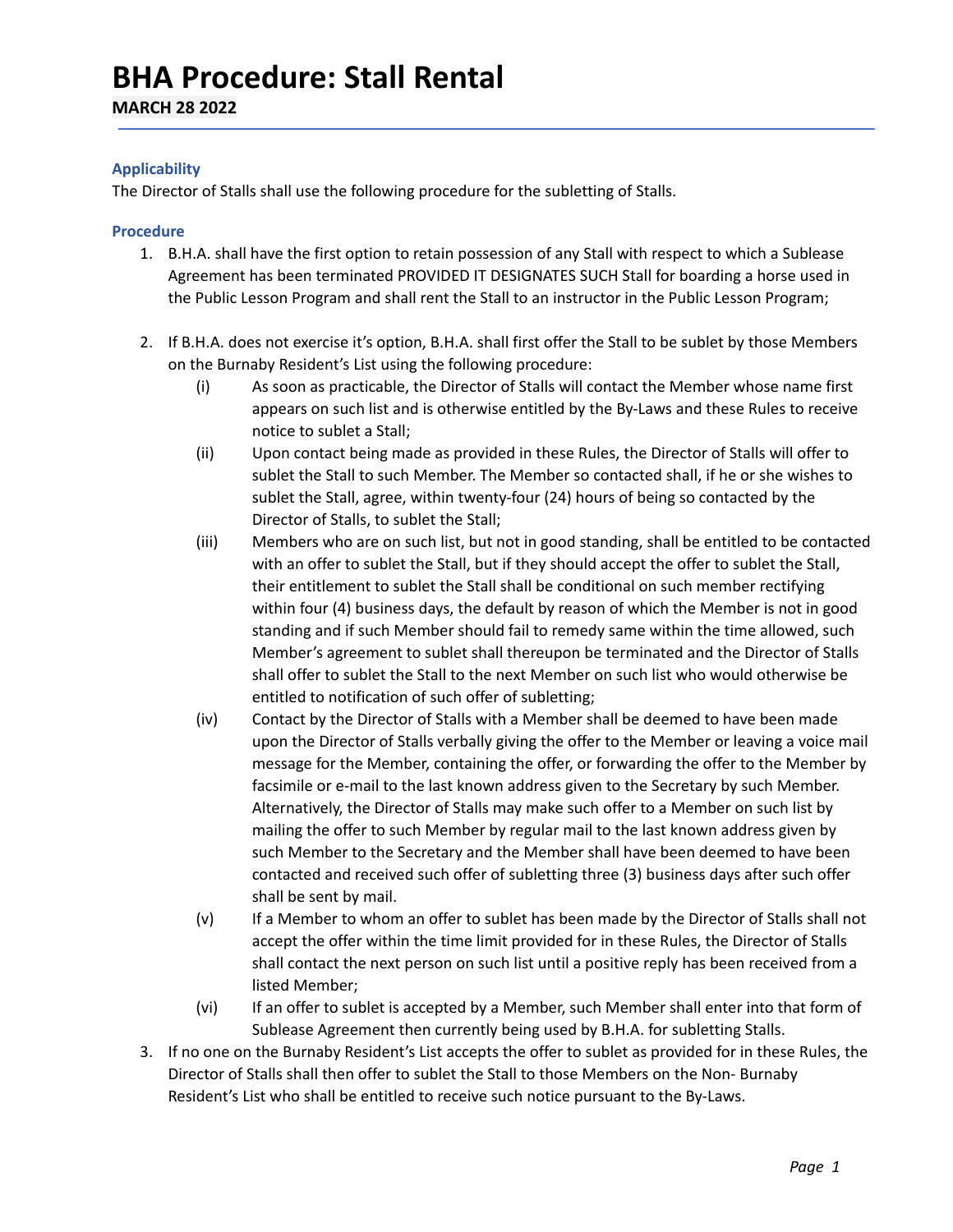# BHA Procedure: Stall Rental

**MARCH 28 2022**

### Applicability

The Director of Stalls shall use the following procedure for the subletting of Stalls.

### Procedure

1. B.H.A. shall have the first option to retain possession of any Stall with respect to which a Sublease Agreement has been terminated PROVIDED IT DESIGNATES SUCH Stall for boarding a horse used in the Public Lesson Program and shall rent the Stall to an instructor in the Public Lesson Program;

2. If B.H.A. does not exercise it's option, B.H.A. shall first offer the Stall to be sublet by those Members on the Burnaby Resident's List using the following procedure:
   - (i) As soon as practicable, the Director of Stalls will contact the Member whose name first appears on such list and is otherwise entitled by the By-Laws and these Rules to receive notice to sublet a Stall;
   - (ii) Upon contact being made as provided in these Rules, the Director of Stalls will offer to sublet the Stall to such Member. The Member so contacted shall, if he or she wishes to sublet the Stall, agree, within twenty-four (24) hours of being so contacted by the Director of Stalls, to sublet the Stall;
   - (iii) Members who are on such list, but not in good standing, shall be entitled to be contacted with an offer to sublet the Stall, but if they should accept the offer to sublet the Stall, their entitlement to sublet the Stall shall be conditional on such member rectifying within four (4) business days, the default by reason of which the Member is not in good standing and if such Member should fail to remedy same within the time allowed, such Member's agreement to sublet shall thereupon be terminated and the Director of Stalls shall offer to sublet the Stall to the next Member on such list who would otherwise be entitled to notification of such offer of subletting;
   - (iv) Contact by the Director of Stalls with a Member shall be deemed to have been made upon the Director of Stalls verbally giving the offer to the Member or leaving a voice mail message for the Member, containing the offer, or forwarding the offer to the Member by facsimile or e-mail to the last known address given to the Secretary by such Member. Alternatively, the Director of Stalls may make such offer to a Member on such list by mailing the offer to such Member by regular mail to the last known address given by such Member to the Secretary and the Member shall have been deemed to have been contacted and received such offer of subletting three (3) business days after such offer shall be sent by mail.
   - (v) If a Member to whom an offer to sublet has been made by the Director of Stalls shall not accept the offer within the time limit provided for in these Rules, the Director of Stalls shall contact the next person on such list until a positive reply has been received from a listed Member;
   - (vi) If an offer to sublet is accepted by a Member, such Member shall enter into that form of Sublease Agreement then currently being used by B.H.A. for subletting Stalls.

3. If no one on the Burnaby Resident's List accepts the offer to sublet as provided for in these Rules, the Director of Stalls shall then offer to sublet the Stall to those Members on the Non- Burnaby Resident's List who shall be entitled to receive such notice pursuant to the By-Laws.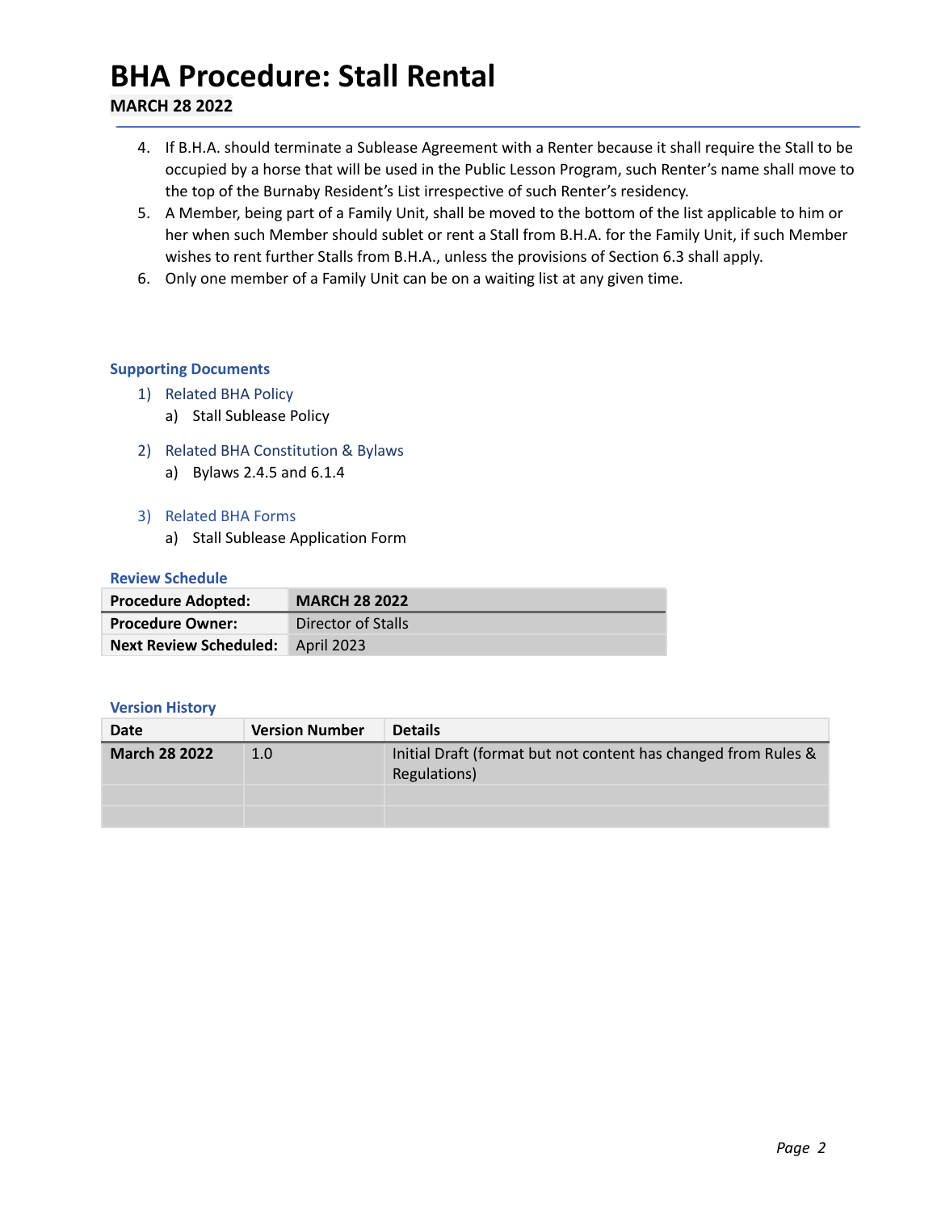4. If B.H.A. should terminate a Sublease Agreement with a Renter because it shall require the Stall to be occupied by a horse that will be used in the Public Lesson Program, such Renter's name shall move to the top of the Burnaby Resident's List irrespective of such Renter's residency.
5. A Member, being part of a Family Unit, shall be moved to the bottom of the list applicable to him or her when such Member should sublet or rent a Stall from B.H.A. for the Family Unit, if such Member wishes to rent further Stalls from B.H.A., unless the provisions of Section 6.3 shall apply.
6. Only one member of a Family Unit can be on a waiting list at any given time.

## Supporting Documents

1) Related BHA Policy
   a) Stall Sublease Policy

2) Related BHA Constitution & Bylaws
   a) Bylaws 2.4.5 and 6.1.4

3) Related BHA Forms
   a) Stall Sublease Application Form

## Review Schedule

| | |
|---|---|
| **Procedure Adopted:** | **MARCH 28 2022** |
| **Procedure Owner:** | Director of Stalls |
| **Next Review Scheduled:** | April 2023 |

## Version History

| Date | Version Number | Details |
|---|---|---|
| **March 28 2022** | 1.0 | Initial Draft (format but not content has changed from Rules & Regulations) |
| | | |
| | | |